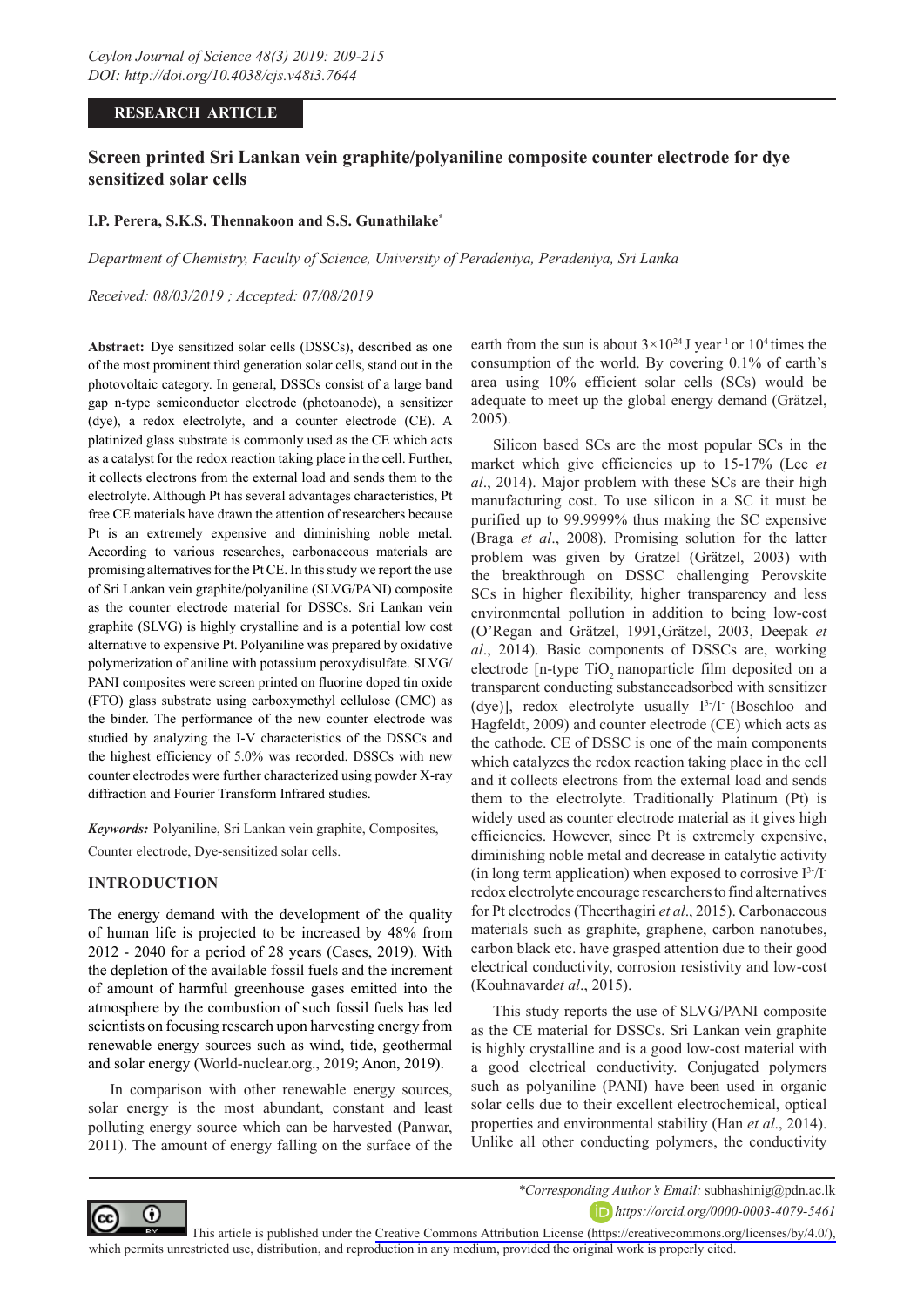**RESEARCH ARTICLE**

# Screen printed Sri Lankan vein graphite/polyaniline composite counter electrode for dye sensitized solar cells

**I.P. Perera, S.K.S. Thennakoon and S.S. Gunathilake***

*Department of Chemistry, Faculty of Science, University of Peradeniya, Peradeniya, Sri Lanka*

*Received: 08/03/2019 ; Accepted: 07/08/2019*

**Abstract:** Dye sensitized solar cells (DSSCs), described as one of the most prominent third generation solar cells, stand out in the photovoltaic category. In general, DSSCs consist of a large band gap n-type semiconductor electrode (photoanode), a sensitizer (dye), a redox electrolyte, and a counter electrode (CE). A platinized glass substrate is commonly used as the CE which acts as a catalyst for the redox reaction taking place in the cell. Further, it collects electrons from the external load and sends them to the electrolyte. Although Pt has several advantages characteristics, Pt free CE materials have drawn the attention of researchers because Pt is an extremely expensive and diminishing noble metal. According to various researches, carbonaceous materials are promising alternatives for the Pt CE. In this study we report the use of Sri Lankan vein graphite/polyaniline (SLVG/PANI) composite as the counter electrode material for DSSCs. Sri Lankan vein graphite (SLVG) is highly crystalline and is a potential low cost alternative to expensive Pt. Polyaniline was prepared by oxidative polymerization of aniline with potassium peroxydisulfate. SLVG/PANI composites were screen printed on fluorine doped tin oxide (FTO) glass substrate using carboxymethyl cellulose (CMC) as the binder. The performance of the new counter electrode was studied by analyzing the I-V characteristics of the DSSCs and the highest efficiency of 5.0% was recorded. DSSCs with new counter electrodes were further characterized using powder X-ray diffraction and Fourier Transform Infrared studies.

***Keywords:*** Polyaniline, Sri Lankan vein graphite, Composites, Counter electrode, Dye-sensitized solar cells.

## INTRODUCTION

The energy demand with the development of the quality of human life is projected to be increased by 48% from 2012 - 2040 for a period of 28 years (Cases, 2019). With the depletion of the available fossil fuels and the increment of amount of harmful greenhouse gases emitted into the atmosphere by the combustion of such fossil fuels has led scientists on focusing research upon harvesting energy from renewable energy sources such as wind, tide, geothermal and solar energy (World-nuclear.org., 2019; Anon, 2019).

In comparison with other renewable energy sources, solar energy is the most abundant, constant and least polluting energy source which can be harvested (Panwar, 2011). The amount of energy falling on the surface of the earth from the sun is about $3\times10^{24}$ J year$^{-1}$ or $10^4$ times the consumption of the world. By covering 0.1% of earth's area using 10% efficient solar cells (SCs) would be adequate to meet up the global energy demand (Grätzel, 2005).

Silicon based SCs are the most popular SCs in the market which give efficiencies up to 15-17% (Lee *et al*., 2014). Major problem with these SCs are their high manufacturing cost. To use silicon in a SC it must be purified up to 99.9999% thus making the SC expensive (Braga *et al*., 2008). Promising solution for the latter problem was given by Gratzel (Grätzel, 2003) with the breakthrough on DSSC challenging Perovskite SCs in higher flexibility, higher transparency and less environmental pollution in addition to being low-cost (O'Regan and Grätzel, 1991,Grätzel, 2003, Deepak *et al*., 2014). Basic components of DSSCs are, working electrode [n-type $TiO_2$ nanoparticle film deposited on a transparent conducting substanceadsorbed with sensitizer (dye)], redox electrolyte usually $I^{3-}/I^-$ (Boschloo and Hagfeldt, 2009) and counter electrode (CE) which acts as the cathode. CE of DSSC is one of the main components which catalyzes the redox reaction taking place in the cell and it collects electrons from the external load and sends them to the electrolyte. Traditionally Platinum (Pt) is widely used as counter electrode material as it gives high efficiencies. However, since Pt is extremely expensive, diminishing noble metal and decrease in catalytic activity (in long term application) when exposed to corrosive $I^{3-}/I^-$ redox electrolyte encourage researchers to find alternatives for Pt electrodes (Theerthagiri *et al*., 2015). Carbonaceous materials such as graphite, graphene, carbon nanotubes, carbon black etc. have grasped attention due to their good electrical conductivity, corrosion resistivity and low-cost (Kouhnavard*et al*., 2015).

This study reports the use of SLVG/PANI composite as the CE material for DSSCs. Sri Lankan vein graphite is highly crystalline and is a good low-cost material with a good electrical conductivity. Conjugated polymers such as polyaniline (PANI) have been used in organic solar cells due to their excellent electrochemical, optical properties and environmental stability (Han *et al*., 2014). Unlike all other conducting polymers, the conductivity

*Corresponding Author's Email: subhashinig@pdn.ac.lk

https://orcid.org/0000-0003-4079-5461

This article is published under the Creative Commons Attribution License (https://creativecommons.org/licenses/by/4.0/), which permits unrestricted use, distribution, and reproduction in any medium, provided the original work is properly cited.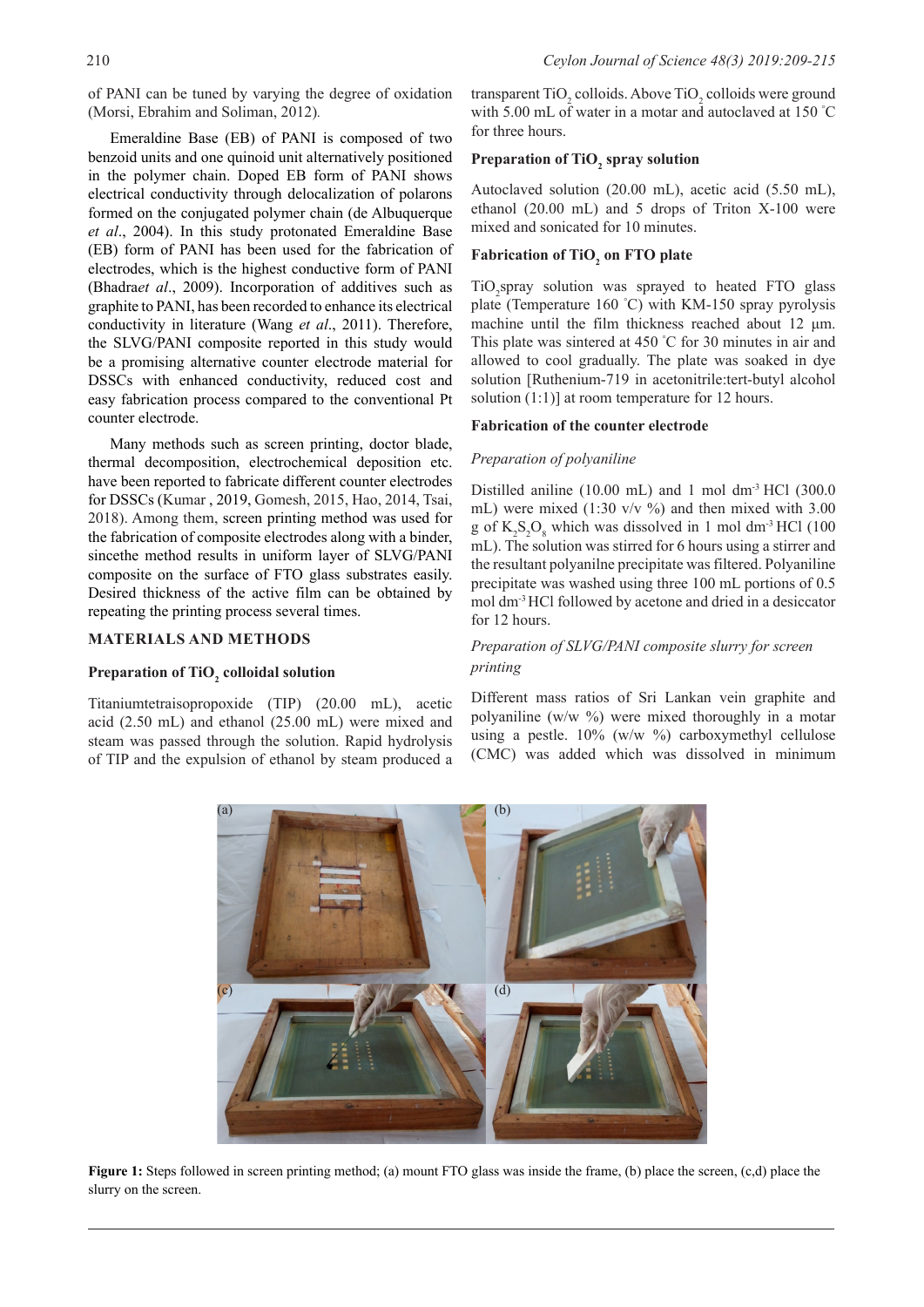of PANI can be tuned by varying the degree of oxidation (Morsi, Ebrahim and Soliman, 2012).

Emeraldine Base (EB) of PANI is composed of two benzoid units and one quinoid unit alternatively positioned in the polymer chain. Doped EB form of PANI shows electrical conductivity through delocalization of polarons formed on the conjugated polymer chain (de Albuquerque *et al*., 2004). In this study protonated Emeraldine Base (EB) form of PANI has been used for the fabrication of electrodes, which is the highest conductive form of PANI (Bhadra*et al*., 2009). Incorporation of additives such as graphite to PANI, has been recorded to enhance its electrical conductivity in literature (Wang *et al*., 2011). Therefore, the SLVG/PANI composite reported in this study would be a promising alternative counter electrode material for DSSCs with enhanced conductivity, reduced cost and easy fabrication process compared to the conventional Pt counter electrode.

Many methods such as screen printing, doctor blade, thermal decomposition, electrochemical deposition etc. have been reported to fabricate different counter electrodes for DSSCs (Kumar , 2019, Gomesh, 2015, Hao, 2014, Tsai, 2018). Among them, screen printing method was used for the fabrication of composite electrodes along with a binder, sincethe method results in uniform layer of SLVG/PANI composite on the surface of FTO glass substrates easily. Desired thickness of the active film can be obtained by repeating the printing process several times.

## MATERIALS AND METHODS

### Preparation of $TiO_2$ colloidal solution

Titaniumtetraisopropoxide (TIP) (20.00 mL), acetic acid (2.50 mL) and ethanol (25.00 mL) were mixed and steam was passed through the solution. Rapid hydrolysis of TIP and the expulsion of ethanol by steam produced a transparent $TiO_2$ colloids. Above $TiO_2$ colloids were ground with 5.00 mL of water in a motar and autoclaved at 150 ˚C for three hours.

### Preparation of $TiO_2$ spray solution

Autoclaved solution (20.00 mL), acetic acid (5.50 mL), ethanol (20.00 mL) and 5 drops of Triton X-100 were mixed and sonicated for 10 minutes.

### Fabrication of $TiO_2$ on FTO plate

$TiO_2$spray solution was sprayed to heated FTO glass plate (Temperature 160 ˚C) with KM-150 spray pyrolysis machine until the film thickness reached about 12 μm. This plate was sintered at 450 ˚C for 30 minutes in air and allowed to cool gradually. The plate was soaked in dye solution [Ruthenium-719 in acetonitrile:tert-butyl alcohol solution (1:1)] at room temperature for 12 hours.

### Fabrication of the counter electrode

*Preparation of polyaniline*

Distilled aniline (10.00 mL) and 1 mol $dm^{-3}$ HCl (300.0 mL) were mixed (1:30 v/v %) and then mixed with 3.00 g of $K_2S_2O_8$ which was dissolved in 1 mol $dm^{-3}$ HCl (100 mL). The solution was stirred for 6 hours using a stirrer and the resultant polyanilne precipitate was filtered. Polyaniline precipitate was washed using three 100 mL portions of 0.5 mol $dm^{-3}$ HCl followed by acetone and dried in a desiccator for 12 hours.

*Preparation of SLVG/PANI composite slurry for screen printing*

Different mass ratios of Sri Lankan vein graphite and polyaniline (w/w %) were mixed thoroughly in a motar using a pestle. 10% (w/w %) carboxymethyl cellulose (CMC) was added which was dissolved in minimum

**Figure 1:** Steps followed in screen printing method; (a) mount FTO glass was inside the frame, (b) place the screen, (c,d) place the slurry on the screen.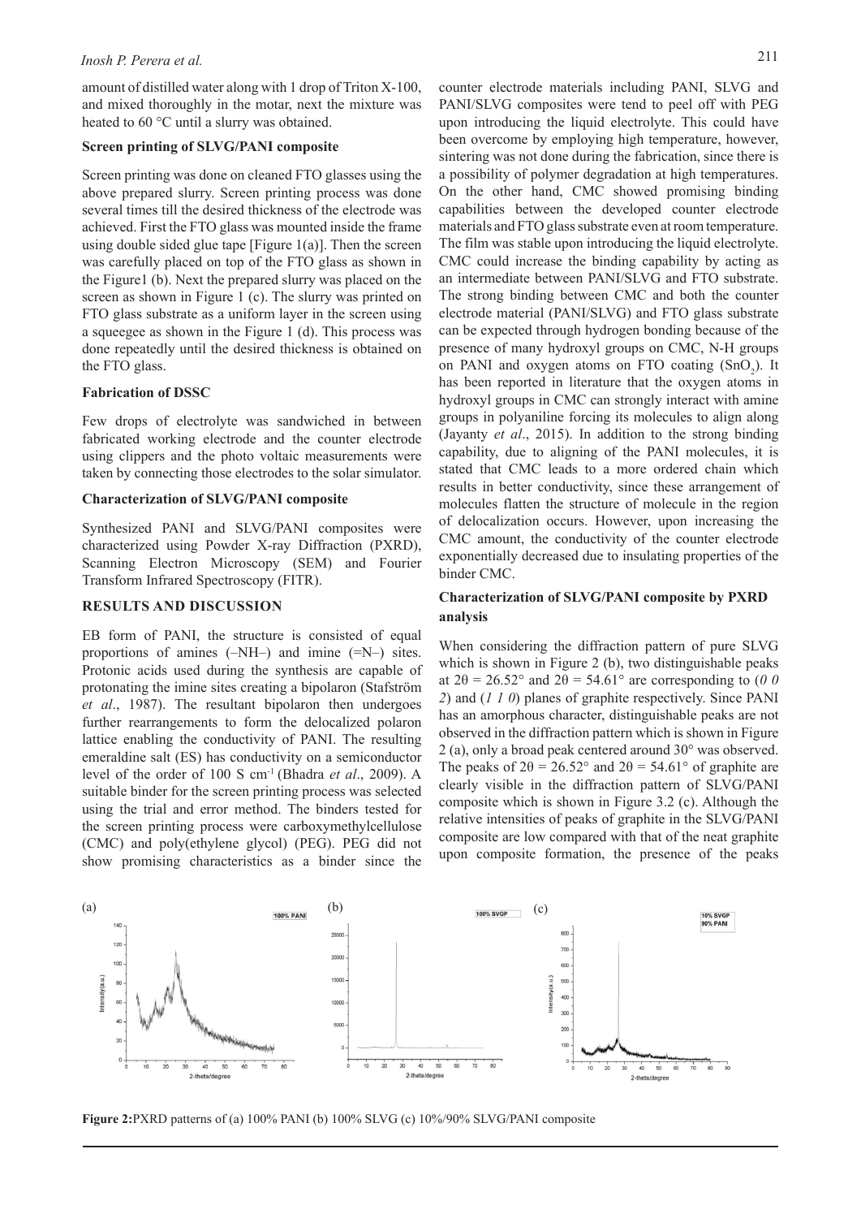amount of distilled water along with 1 drop of Triton X-100, and mixed thoroughly in the motar, next the mixture was heated to 60 °C until a slurry was obtained.

### Screen printing of SLVG/PANI composite

Screen printing was done on cleaned FTO glasses using the above prepared slurry. Screen printing process was done several times till the desired thickness of the electrode was achieved. First the FTO glass was mounted inside the frame using double sided glue tape [Figure 1(a)]. Then the screen was carefully placed on top of the FTO glass as shown in the Figure1 (b). Next the prepared slurry was placed on the screen as shown in Figure 1 (c). The slurry was printed on FTO glass substrate as a uniform layer in the screen using a squeegee as shown in the Figure 1 (d). This process was done repeatedly until the desired thickness is obtained on the FTO glass.

### Fabrication of DSSC

Few drops of electrolyte was sandwiched in between fabricated working electrode and the counter electrode using clippers and the photo voltaic measurements were taken by connecting those electrodes to the solar simulator.

### Characterization of SLVG/PANI composite

Synthesized PANI and SLVG/PANI composites were characterized using Powder X-ray Diffraction (PXRD), Scanning Electron Microscopy (SEM) and Fourier Transform Infrared Spectroscopy (FITR).

## RESULTS AND DISCUSSION

EB form of PANI, the structure is consisted of equal proportions of amines (–NH–) and imine (=N–) sites. Protonic acids used during the synthesis are capable of protonating the imine sites creating a bipolaron (Stafström *et al*., 1987). The resultant bipolaron then undergoes further rearrangements to form the delocalized polaron lattice enabling the conductivity of PANI. The resulting emeraldine salt (ES) has conductivity on a semiconductor level of the order of 100 S $cm^{-1}$ (Bhadra *et al*., 2009). A suitable binder for the screen printing process was selected using the trial and error method. The binders tested for the screen printing process were carboxymethylcellulose (CMC) and poly(ethylene glycol) (PEG). PEG did not show promising characteristics as a binder since the counter electrode materials including PANI, SLVG and PANI/SLVG composites were tend to peel off with PEG upon introducing the liquid electrolyte. This could have been overcome by employing high temperature, however, sintering was not done during the fabrication, since there is a possibility of polymer degradation at high temperatures. On the other hand, CMC showed promising binding capabilities between the developed counter electrode materials and FTO glass substrate even at room temperature. The film was stable upon introducing the liquid electrolyte. CMC could increase the binding capability by acting as an intermediate between PANI/SLVG and FTO substrate. The strong binding between CMC and both the counter electrode material (PANI/SLVG) and FTO glass substrate can be expected through hydrogen bonding because of the presence of many hydroxyl groups on CMC, N-H groups on PANI and oxygen atoms on FTO coating ($SnO_2$). It has been reported in literature that the oxygen atoms in hydroxyl groups in CMC can strongly interact with amine groups in polyaniline forcing its molecules to align along (Jayanty *et al*., 2015). In addition to the strong binding capability, due to aligning of the PANI molecules, it is stated that CMC leads to a more ordered chain which results in better conductivity, since these arrangement of molecules flatten the structure of molecule in the region of delocalization occurs. However, upon increasing the CMC amount, the conductivity of the counter electrode exponentially decreased due to insulating properties of the binder CMC.

### Characterization of SLVG/PANI composite by PXRD analysis

When considering the diffraction pattern of pure SLVG which is shown in Figure 2 (b), two distinguishable peaks at $2\theta = 26.52°$ and $2\theta = 54.61°$ are corresponding to (*0 0 2*) and (*1 1 0*) planes of graphite respectively. Since PANI has an amorphous character, distinguishable peaks are not observed in the diffraction pattern which is shown in Figure 2 (a), only a broad peak centered around 30° was observed. The peaks of $2\theta = 26.52°$ and $2\theta = 54.61°$ of graphite are clearly visible in the diffraction pattern of SLVG/PANI composite which is shown in Figure 3.2 (c). Although the relative intensities of peaks of graphite in the SLVG/PANI composite are low compared with that of the neat graphite upon composite formation, the presence of the peaks

**Figure 2:** PXRD patterns of (a) 100% PANI (b) 100% SLVG (c) 10%/90% SLVG/PANI composite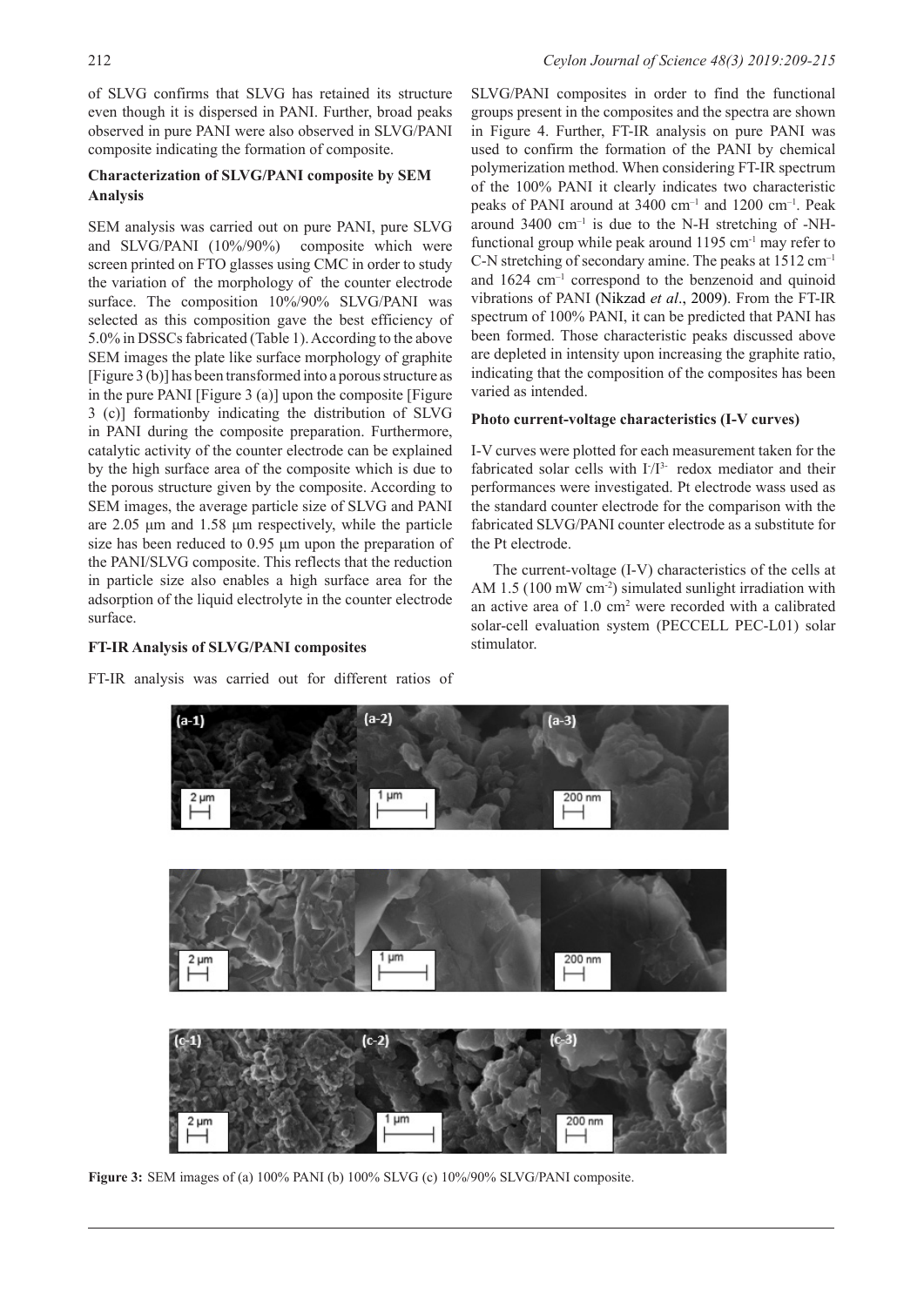of SLVG confirms that SLVG has retained its structure even though it is dispersed in PANI. Further, broad peaks observed in pure PANI were also observed in SLVG/PANI composite indicating the formation of composite.

### Characterization of SLVG/PANI composite by SEM Analysis

SEM analysis was carried out on pure PANI, pure SLVG and SLVG/PANI (10%/90%) composite which were screen printed on FTO glasses using CMC in order to study the variation of the morphology of the counter electrode surface. The composition 10%/90% SLVG/PANI was selected as this composition gave the best efficiency of 5.0% in DSSCs fabricated (Table 1). According to the above SEM images the plate like surface morphology of graphite [Figure 3 (b)] has been transformed into a porous structure as in the pure PANI [Figure 3 (a)] upon the composite [Figure 3 (c)] formationby indicating the distribution of SLVG in PANI during the composite preparation. Furthermore, catalytic activity of the counter electrode can be explained by the high surface area of the composite which is due to the porous structure given by the composite. According to SEM images, the average particle size of SLVG and PANI are 2.05 μm and 1.58 μm respectively, while the particle size has been reduced to 0.95 μm upon the preparation of the PANI/SLVG composite. This reflects that the reduction in particle size also enables a high surface area for the adsorption of the liquid electrolyte in the counter electrode surface.

### FT-IR Analysis of SLVG/PANI composites

FT-IR analysis was carried out for different ratios of SLVG/PANI composites in order to find the functional groups present in the composites and the spectra are shown in Figure 4. Further, FT-IR analysis on pure PANI was used to confirm the formation of the PANI by chemical polymerization method. When considering FT-IR spectrum of the 100% PANI it clearly indicates two characteristic peaks of PANI around at 3400 $cm^{-1}$ and 1200 $cm^{-1}$. Peak around 3400 $cm^{-1}$ is due to the N-H stretching of -NH- functional group while peak around 1195 $cm^{-1}$ may refer to C-N stretching of secondary amine. The peaks at 1512 $cm^{-1}$ and 1624 $cm^{-1}$ correspond to the benzenoid and quinoid vibrations of PANI (Nikzad *et al*., 2009). From the FT-IR spectrum of 100% PANI, it can be predicted that PANI has been formed. Those characteristic peaks discussed above are depleted in intensity upon increasing the graphite ratio, indicating that the composition of the composites has been varied as intended.

### Photo current-voltage characteristics (I-V curves)

I-V curves were plotted for each measurement taken for the fabricated solar cells with $I^-/I^{3-}$ redox mediator and their performances were investigated. Pt electrode wass used as the standard counter electrode for the comparison with the fabricated SLVG/PANI counter electrode as a substitute for the Pt electrode.

The current-voltage (I-V) characteristics of the cells at AM 1.5 (100 mW $cm^{-2}$) simulated sunlight irradiation with an active area of 1.0 $cm^2$ were recorded with a calibrated solar-cell evaluation system (PECCELL PEC-L01) solar stimulator.

**Figure 3:** SEM images of (a) 100% PANI (b) 100% SLVG (c) 10%/90% SLVG/PANI composite.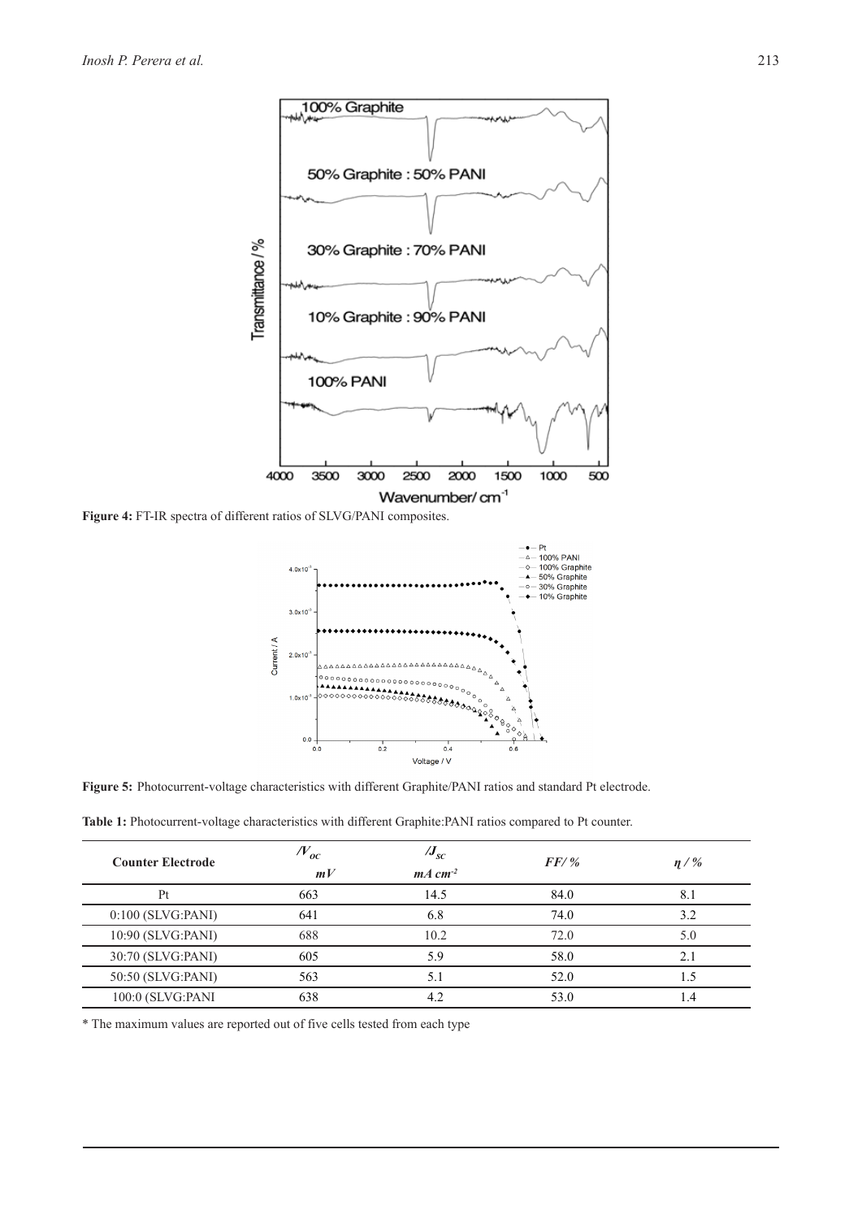**Figure 4:** FT-IR spectra of different ratios of SLVG/PANI composites.

**Figure 5:** Photocurrent-voltage characteristics with different Graphite/PANI ratios and standard Pt electrode.

**Table 1:** Photocurrent-voltage characteristics with different Graphite:PANI ratios compared to Pt counter.

| Counter Electrode | $/V_{oc}$ *mV* | $/J_{sc}$ $mA\ cm^{-2}$ | *FF/ %* | $\eta$ */ %* |
|---|---|---|---|---|
| Pt | 663 | 14.5 | 84.0 | 8.1 |
| 0:100 (SLVG:PANI) | 641 | 6.8 | 74.0 | 3.2 |
| 10:90 (SLVG:PANI) | 688 | 10.2 | 72.0 | 5.0 |
| 30:70 (SLVG:PANI) | 605 | 5.9 | 58.0 | 2.1 |
| 50:50 (SLVG:PANI) | 563 | 5.1 | 52.0 | 1.5 |
| 100:0 (SLVG:PANI | 638 | 4.2 | 53.0 | 1.4 |

* The maximum values are reported out of five cells tested from each type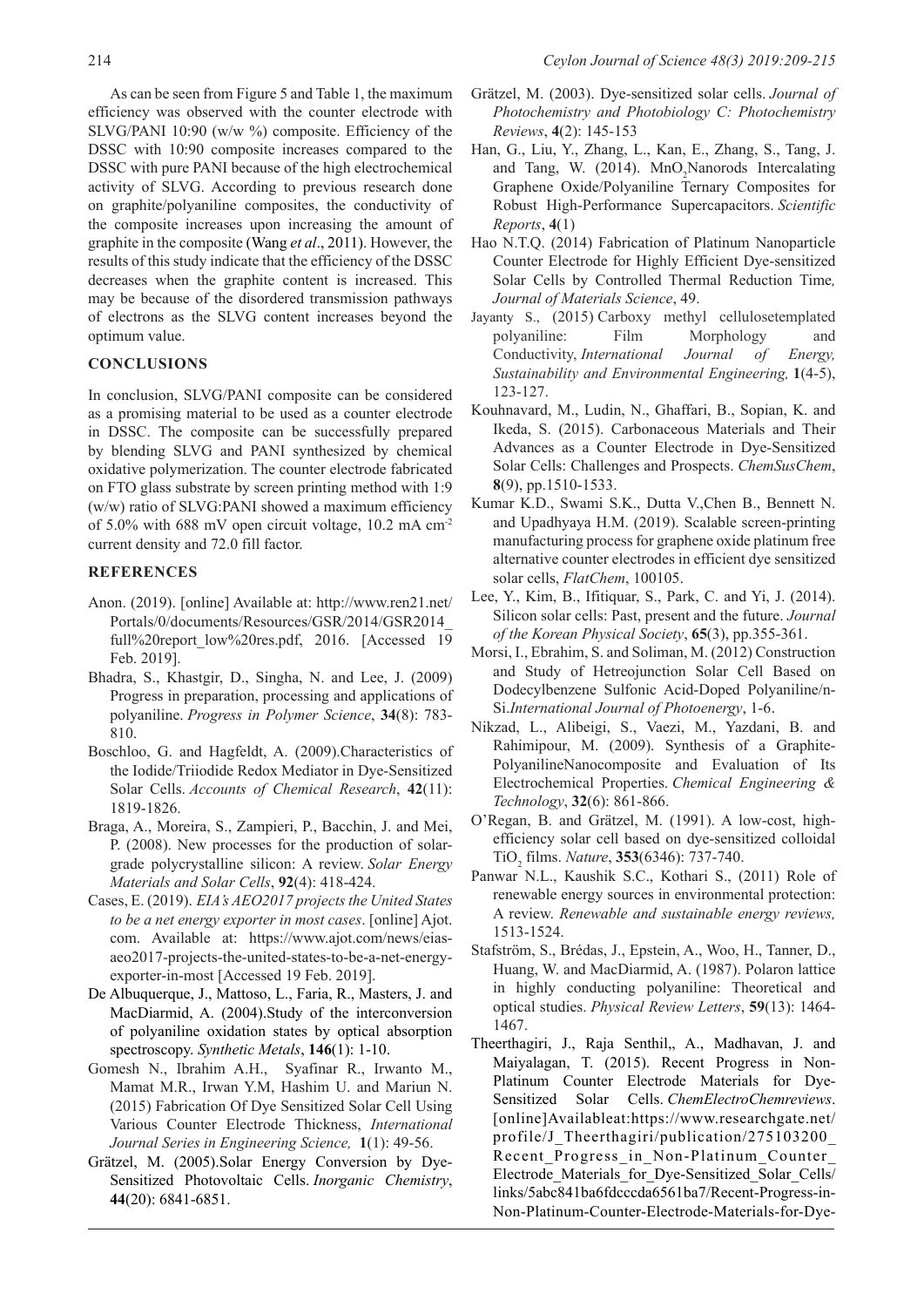As can be seen from Figure 5 and Table 1, the maximum efficiency was observed with the counter electrode with SLVG/PANI 10:90 (w/w %) composite. Efficiency of the DSSC with 10:90 composite increases compared to the DSSC with pure PANI because of the high electrochemical activity of SLVG. According to previous research done on graphite/polyaniline composites, the conductivity of the composite increases upon increasing the amount of graphite in the composite (Wang *et al*., 2011). However, the results of this study indicate that the efficiency of the DSSC decreases when the graphite content is increased. This may be because of the disordered transmission pathways of electrons as the SLVG content increases beyond the optimum value.

## CONCLUSIONS

In conclusion, SLVG/PANI composite can be considered as a promising material to be used as a counter electrode in DSSC. The composite can be successfully prepared by blending SLVG and PANI synthesized by chemical oxidative polymerization. The counter electrode fabricated on FTO glass substrate by screen printing method with 1:9 (w/w) ratio of SLVG:PANI showed a maximum efficiency of 5.0% with 688 mV open circuit voltage, 10.2 mA $cm^{-2}$ current density and 72.0 fill factor.

## REFERENCES

Anon. (2019). [online] Available at: http://www.ren21.net/Portals/0/documents/Resources/GSR/2014/GSR2014_full%20report_low%20res.pdf, 2016. [Accessed 19 Feb. 2019].

Bhadra, S., Khastgir, D., Singha, N. and Lee, J. (2009) Progress in preparation, processing and applications of polyaniline. *Progress in Polymer Science*, **34**(8): 783-810.

Boschloo, G. and Hagfeldt, A. (2009).Characteristics of the Iodide/Triiodide Redox Mediator in Dye-Sensitized Solar Cells. *Accounts of Chemical Research*, **42**(11): 1819-1826.

Braga, A., Moreira, S., Zampieri, P., Bacchin, J. and Mei, P. (2008). New processes for the production of solar-grade polycrystalline silicon: A review. *Solar Energy Materials and Solar Cells*, **92**(4): 418-424.

Cases, E. (2019). *EIA's AEO2017 projects the United States to be a net energy exporter in most cases*. [online] Ajot.com. Available at: https://www.ajot.com/news/eias-aeo2017-projects-the-united-states-to-be-a-net-energy-exporter-in-most [Accessed 19 Feb. 2019].

De Albuquerque, J., Mattoso, L., Faria, R., Masters, J. and MacDiarmid, A. (2004).Study of the interconversion of polyaniline oxidation states by optical absorption spectroscopy. *Synthetic Metals*, **146**(1): 1-10.

Gomesh N., Ibrahim A.H., Syafinar R., Irwanto M., Mamat M.R., Irwan Y.M, Hashim U. and Mariun N. (2015) Fabrication Of Dye Sensitized Solar Cell Using Various Counter Electrode Thickness, *International Journal Series in Engineering Science,* **1**(1): 49-56.

Grätzel, M. (2005).Solar Energy Conversion by Dye-Sensitized Photovoltaic Cells. *Inorganic Chemistry*, **44**(20): 6841-6851.

Grätzel, M. (2003). Dye-sensitized solar cells. *Journal of Photochemistry and Photobiology C: Photochemistry Reviews*, **4**(2): 145-153

Han, G., Liu, Y., Zhang, L., Kan, E., Zhang, S., Tang, J. and Tang, W. (2014). $MnO_2$Nanorods Intercalating Graphene Oxide/Polyaniline Ternary Composites for Robust High-Performance Supercapacitors. *Scientific Reports*, **4**(1)

Hao N.T.Q. (2014) Fabrication of Platinum Nanoparticle Counter Electrode for Highly Efficient Dye-sensitized Solar Cells by Controlled Thermal Reduction Time*, Journal of Materials Science*, 49.

Jayanty S., (2015) Carboxy methyl cellulosetemplated polyaniline: Film Morphology and Conductivity, *International Journal of Energy, Sustainability and Environmental Engineering,* **1**(4-5), 123-127.

Kouhnavard, M., Ludin, N., Ghaffari, B., Sopian, K. and Ikeda, S. (2015). Carbonaceous Materials and Their Advances as a Counter Electrode in Dye-Sensitized Solar Cells: Challenges and Prospects. *ChemSusChem*, **8**(9), pp.1510-1533.

Kumar K.D., Swami S.K., Dutta V.,Chen B., Bennett N. and Upadhyaya H.M. (2019). Scalable screen-printing manufacturing process for graphene oxide platinum free alternative counter electrodes in efficient dye sensitized solar cells, *FlatChem*, 100105.

Lee, Y., Kim, B., Ifitiquar, S., Park, C. and Yi, J. (2014). Silicon solar cells: Past, present and the future. *Journal of the Korean Physical Society*, **65**(3), pp.355-361.

Morsi, I., Ebrahim, S. and Soliman, M. (2012) Construction and Study of Hetreojunction Solar Cell Based on Dodecylbenzene Sulfonic Acid-Doped Polyaniline/n-Si.*International Journal of Photoenergy*, 1-6.

Nikzad, L., Alibeigi, S., Vaezi, M., Yazdani, B. and Rahimipour, M. (2009). Synthesis of a Graphite-PolyanilineNanocomposite and Evaluation of Its Electrochemical Properties. *Chemical Engineering & Technology*, **32**(6): 861-866.

O'Regan, B. and Grätzel, M. (1991). A low-cost, high-efficiency solar cell based on dye-sensitized colloidal $TiO_2$ films. *Nature*, **353**(6346): 737-740.

Panwar N.L., Kaushik S.C., Kothari S., (2011) Role of renewable energy sources in environmental protection: A review. *Renewable and sustainable energy reviews,* 1513-1524.

Stafström, S., Brédas, J., Epstein, A., Woo, H., Tanner, D., Huang, W. and MacDiarmid, A. (1987). Polaron lattice in highly conducting polyaniline: Theoretical and optical studies. *Physical Review Letters*, **59**(13): 1464-1467.

Theerthagiri, J., Raja Senthil,, A., Madhavan, J. and Maiyalagan, T. (2015). Recent Progress in Non-Platinum Counter Electrode Materials for Dye-Sensitized Solar Cells. *ChemElectroChemreviews*. [online]Availableat:https://www.researchgate.net/profile/J_Theerthagiri/publication/275103200_Recent_Progress_in_Non-Platinum_Counter_Electrode_Materials_for_Dye-Sensitized_Solar_Cells/links/5abc841ba6fdcccda6561ba7/Recent-Progress-in-Non-Platinum-Counter-Electrode-Materials-for-Dye-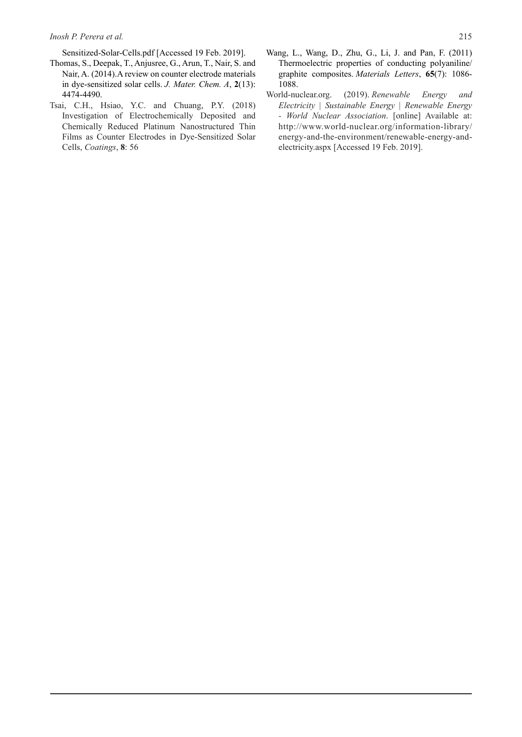Sensitized-Solar-Cells.pdf [Accessed 19 Feb. 2019].

Thomas, S., Deepak, T., Anjusree, G., Arun, T., Nair, S. and Nair, A. (2014).A review on counter electrode materials in dye-sensitized solar cells. *J. Mater. Chem. A*, **2**(13): 4474-4490.

Tsai, C.H., Hsiao, Y.C. and Chuang, P.Y. (2018) Investigation of Electrochemically Deposited and Chemically Reduced Platinum Nanostructured Thin Films as Counter Electrodes in Dye-Sensitized Solar Cells, *Coatings*, **8**: 56

Wang, L., Wang, D., Zhu, G., Li, J. and Pan, F. (2011) Thermoelectric properties of conducting polyaniline/graphite composites. *Materials Letters*, **65**(7): 1086-1088.

World-nuclear.org. (2019). *Renewable Energy and Electricity | Sustainable Energy | Renewable Energy - World Nuclear Association*. [online] Available at: http://www.world-nuclear.org/information-library/energy-and-the-environment/renewable-energy-and-electricity.aspx [Accessed 19 Feb. 2019].